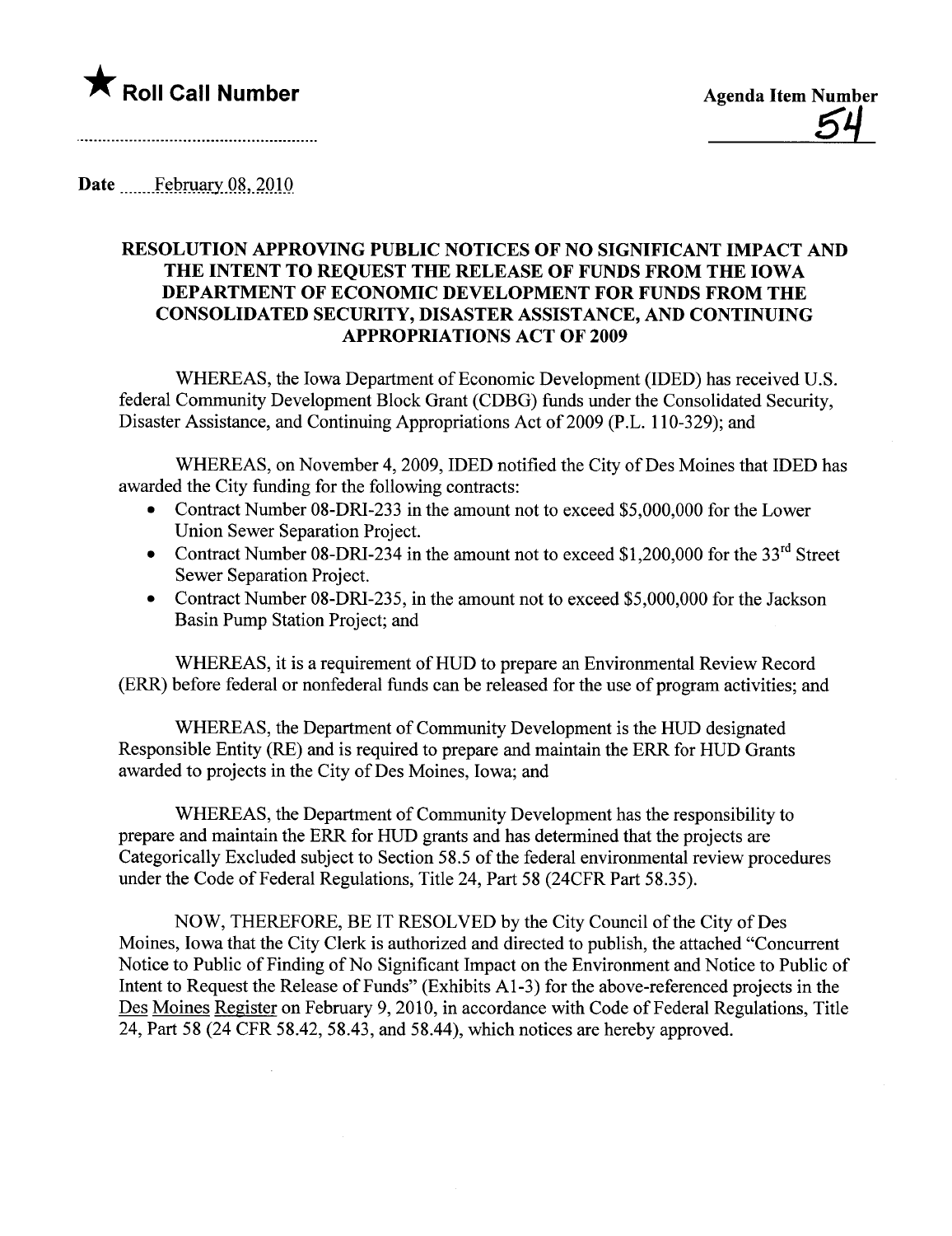★ **Roll Call Number**

Agenda Item Number

54

Date February 08, 2010

## RESOLUTION APPROVING PUBLIC NOTICES OF NO SIGNIFICANT IMPACT AND THE INTENT TO REQUEST THE RELEASE OF FUNDS FROM THE IOWA DEPARTMENT OF ECONOMIC DEVELOPMENT FOR FUNDS FROM THE CONSOLIDATED SECURITY, DISASTER ASSISTANCE, AND CONTINUING APPROPRIATIONS ACT OF 2009

WHEREAS, the Iowa Department of Economic Development (IDED) has received U.S. federal Community Development Block Grant (CDBG) funds under the Consolidated Security, Disaster Assistance, and Continuing Appropriations Act of 2009 (P.L. 110-329); and

WHEREAS, on November 4, 2009, IDED notified the City of Des Moines that IDED has awarded the City funding for the following contracts:

- Contract Number 08-DRI-233 in the amount not to exceed $5,000,000 for the Lower Union Sewer Separation Project.
- Contract Number 08-DRI-234 in the amount not to exceed $1,200,000 for the 33rd Street Sewer Separation Project.
- Contract Number 08-DRI-235, in the amount not to exceed $5,000,000 for the Jackson Basin Pump Station Project; and

WHEREAS, it is a requirement of HUD to prepare an Environmental Review Record (ERR) before federal or nonfederal funds can be released for the use of program activities; and

WHEREAS, the Department of Community Development is the HUD designated Responsible Entity (RE) and is required to prepare and maintain the ERR for HUD Grants awarded to projects in the City of Des Moines, Iowa; and

WHEREAS, the Department of Community Development has the responsibility to prepare and maintain the ERR for HUD grants and has determined that the projects are Categorically Excluded subject to Section 58.5 of the federal environmental review procedures under the Code of Federal Regulations, Title 24, Part 58 (24CFR Part 58.35).

NOW, THEREFORE, BE IT RESOLVED by the City Council of the City of Des Moines, Iowa that the City Clerk is authorized and directed to publish, the attached "Concurrent Notice to Public of Finding of No Significant Impact on the Environment and Notice to Public of Intent to Request the Release of Funds" (Exhibits A1-3) for the above-referenced projects in the Des Moines Register on February 9, 2010, in accordance with Code of Federal Regulations, Title 24, Part 58 (24 CFR 58.42, 58.43, and 58.44), which notices are hereby approved.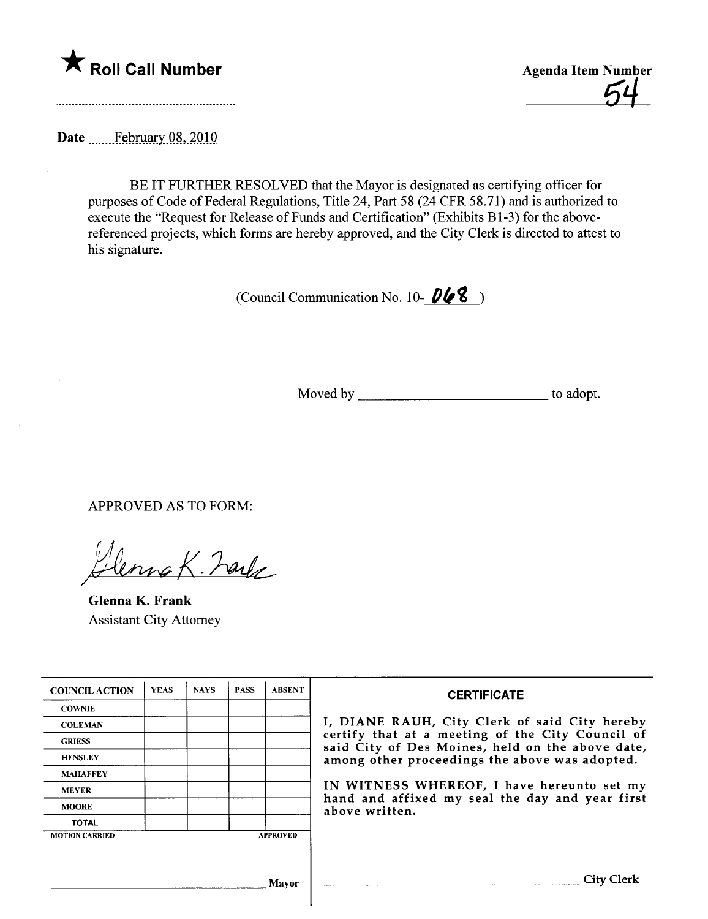★ **Roll Call Number**

..........................................................

**Agenda Item Number**

54

**Date** February 08, 2010

BE IT FURTHER RESOLVED that the Mayor is designated as certifying officer for purposes of Code of Federal Regulations, Title 24, Part 58 (24 CFR 58.71) and is authorized to execute the "Request for Release of Funds and Certification" (Exhibits B1-3) for the above-referenced projects, which forms are hereby approved, and the City Clerk is directed to attest to his signature.

(Council Communication No. 10-068)

Moved by ____________________________ to adopt.

APPROVED AS TO FORM:

Glenna K. Frank

**Glenna K. Frank**
Assistant City Attorney

| COUNCIL ACTION | YEAS | NAYS | PASS | ABSENT |
| --- | --- | --- | --- | --- |
| COWNIE | | | | |
| COLEMAN | | | | |
| GRIESS | | | | |
| HENSLEY | | | | |
| MAHAFFEY | | | | |
| MEYER | | | | |
| MOORE | | | | |
| TOTAL | | | | |
| MOTION CARRIED | | | | APPROVED |

______________________________ Mayor

**CERTIFICATE**

I, DIANE RAUH, City Clerk of said City hereby certify that at a meeting of the City Council of said City of Des Moines, held on the above date, among other proceedings the above was adopted.

IN WITNESS WHEREOF, I have hereunto set my hand and affixed my seal the day and year first above written.

______________________________ City Clerk